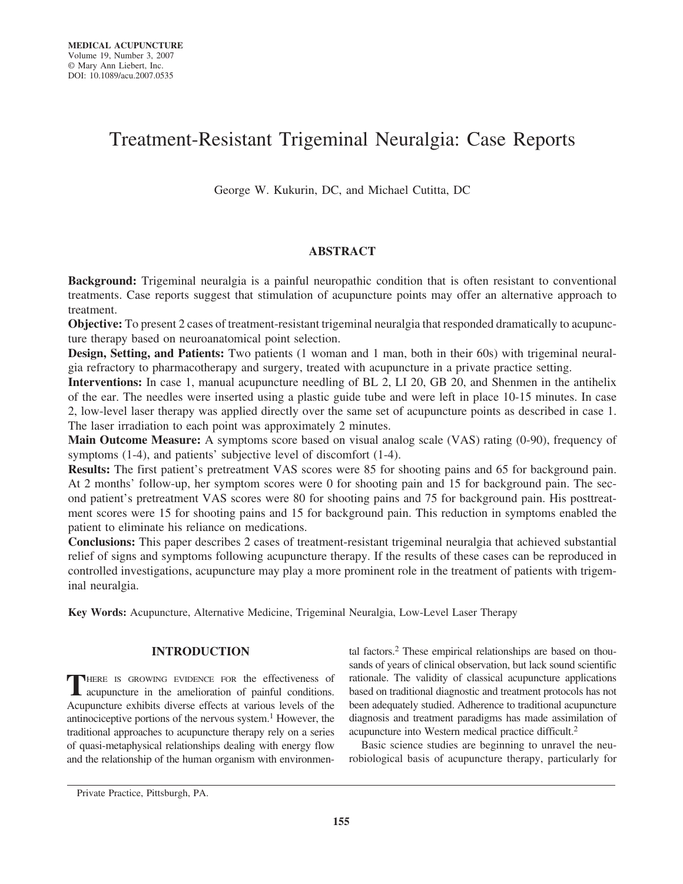# Treatment-Resistant Trigeminal Neuralgia: Case Reports

George W. Kukurin, DC, and Michael Cutitta, DC

## ABSTRACT

**Background:** Trigeminal neuralgia is a painful neuropathic condition that is often resistant to conventional treatments. Case reports suggest that stimulation of acupuncture points may offer an alternative approach to treatment.

**Objective:** To present 2 cases of treatment-resistant trigeminal neuralgia that responded dramatically to acupuncture therapy based on neuroanatomical point selection.

**Design, Setting, and Patients:** Two patients (1 woman and 1 man, both in their 60s) with trigeminal neuralgia refractory to pharmacotherapy and surgery, treated with acupuncture in a private practice setting.

**Interventions:** In case 1, manual acupuncture needling of BL 2, LI 20, GB 20, and Shenmen in the antihelix of the ear. The needles were inserted using a plastic guide tube and were left in place 10-15 minutes. In case 2, low-level laser therapy was applied directly over the same set of acupuncture points as described in case 1. The laser irradiation to each point was approximately 2 minutes.

**Main Outcome Measure:** A symptoms score based on visual analog scale (VAS) rating (0-90), frequency of symptoms (1-4), and patients' subjective level of discomfort (1-4).

**Results:** The first patient's pretreatment VAS scores were 85 for shooting pains and 65 for background pain. At 2 months' follow-up, her symptom scores were 0 for shooting pain and 15 for background pain. The second patient's pretreatment VAS scores were 80 for shooting pains and 75 for background pain. His posttreatment scores were 15 for shooting pains and 15 for background pain. This reduction in symptoms enabled the patient to eliminate his reliance on medications.

**Conclusions:** This paper describes 2 cases of treatment-resistant trigeminal neuralgia that achieved substantial relief of signs and symptoms following acupuncture therapy. If the results of these cases can be reproduced in controlled investigations, acupuncture may play a more prominent role in the treatment of patients with trigeminal neuralgia.

**Key Words:** Acupuncture, Alternative Medicine, Trigeminal Neuralgia, Low-Level Laser Therapy

## INTRODUCTION

There is growing evidence for the effectiveness of acupuncture in the amelioration of painful conditions. Acupuncture exhibits diverse effects at various levels of the antinociceptive portions of the nervous system.[1] However, the traditional approaches to acupuncture therapy rely on a series of quasi-metaphysical relationships dealing with energy flow and the relationship of the human organism with environmental factors.[2] These empirical relationships are based on thousands of years of clinical observation, but lack sound scientific rationale. The validity of classical acupuncture applications based on traditional diagnostic and treatment protocols has not been adequately studied. Adherence to traditional acupuncture diagnosis and treatment paradigms has made assimilation of acupuncture into Western medical practice difficult.[2]

Basic science studies are beginning to unravel the neurobiological basis of acupuncture therapy, particularly for

Private Practice, Pittsburgh, PA.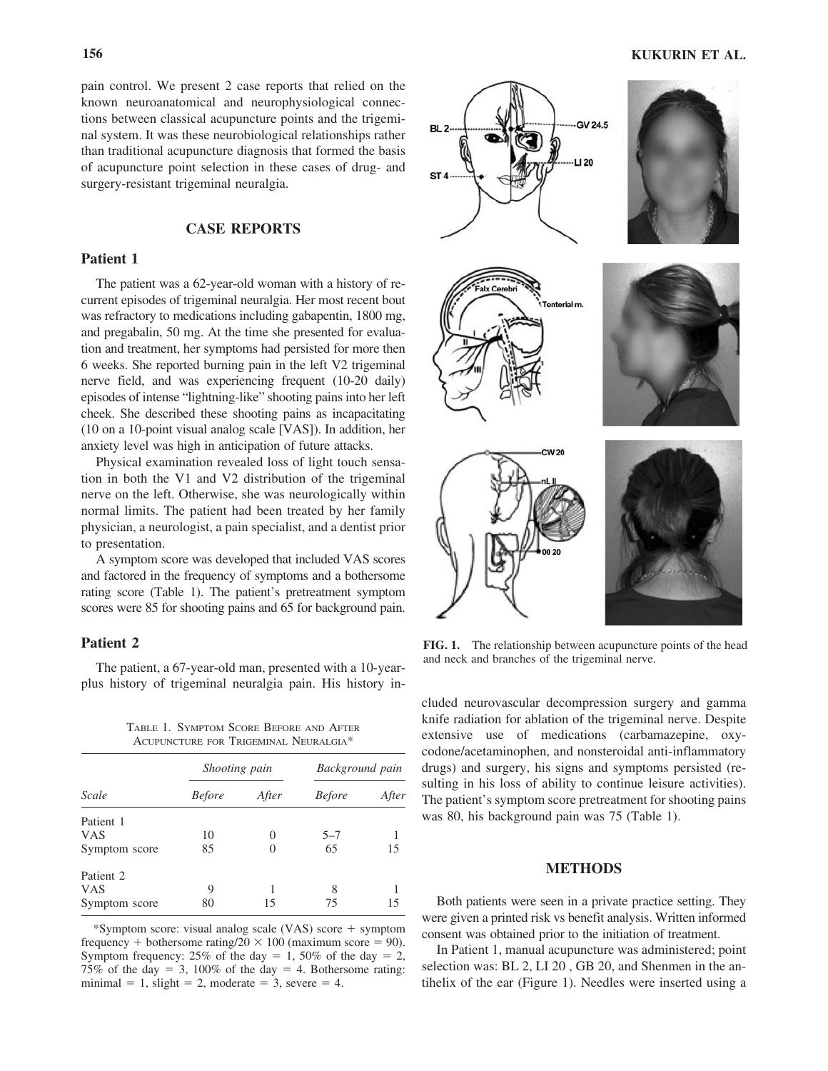pain control. We present 2 case reports that relied on the known neuroanatomical and neurophysiological connections between classical acupuncture points and the trigeminal system. It was these neurobiological relationships rather than traditional acupuncture diagnosis that formed the basis of acupuncture point selection in these cases of drug- and surgery-resistant trigeminal neuralgia.

## CASE REPORTS

### Patient 1

The patient was a 62-year-old woman with a history of recurrent episodes of trigeminal neuralgia. Her most recent bout was refractory to medications including gabapentin, 1800 mg, and pregabalin, 50 mg. At the time she presented for evaluation and treatment, her symptoms had persisted for more then 6 weeks. She reported burning pain in the left V2 trigeminal nerve field, and was experiencing frequent (10-20 daily) episodes of intense "lightning-like" shooting pains into her left cheek. She described these shooting pains as incapacitating (10 on a 10-point visual analog scale [VAS]). In addition, her anxiety level was high in anticipation of future attacks.

Physical examination revealed loss of light touch sensation in both the V1 and V2 distribution of the trigeminal nerve on the left. Otherwise, she was neurologically within normal limits. The patient had been treated by her family physician, a neurologist, a pain specialist, and a dentist prior to presentation.

A symptom score was developed that included VAS scores and factored in the frequency of symptoms and a bothersome rating score (Table 1). The patient's pretreatment symptom scores were 85 for shooting pains and 65 for background pain.

### Patient 2

The patient, a 67-year-old man, presented with a 10-year-plus history of trigeminal neuralgia pain. His history included neurovascular decompression surgery and gamma knife radiation for ablation of the trigeminal nerve. Despite extensive use of medications (carbamazepine, oxycodone/acetaminophen, and nonsteroidal anti-inflammatory drugs) and surgery, his signs and symptoms persisted (resulting in his loss of ability to continue leisure activities). The patient's symptom score pretreatment for shooting pains was 80, his background pain was 75 (Table 1).

TABLE 1. SYMPTOM SCORE BEFORE AND AFTER ACUPUNCTURE FOR TRIGEMINAL NEURALGIA*

| | *Shooting pain* | | *Background pain* | |
|---|---|---|---|---|
| *Scale* | *Before* | *After* | *Before* | *After* |
| Patient 1 | | | | |
| VAS | 10 | 0 | 5–7 | 1 |
| Symptom score | 85 | 0 | 65 | 15 |
| Patient 2 | | | | |
| VAS | 9 | 1 | 8 | 1 |
| Symptom score | 80 | 15 | 75 | 15 |

*Symptom score: visual analog scale (VAS) score + symptom frequency + bothersome rating/20 × 100 (maximum score = 90). Symptom frequency: 25% of the day = 1, 50% of the day = 2, 75% of the day = 3, 100% of the day = 4. Bothersome rating: minimal = 1, slight = 2, moderate = 3, severe = 4.

FIG. 1. The relationship between acupuncture points of the head and neck and branches of the trigeminal nerve.

## METHODS

Both patients were seen in a private practice setting. They were given a printed risk vs benefit analysis. Written informed consent was obtained prior to the initiation of treatment.

In Patient 1, manual acupuncture was administered; point selection was: BL 2, LI 20 , GB 20, and Shenmen in the antihelix of the ear (Figure 1). Needles were inserted using a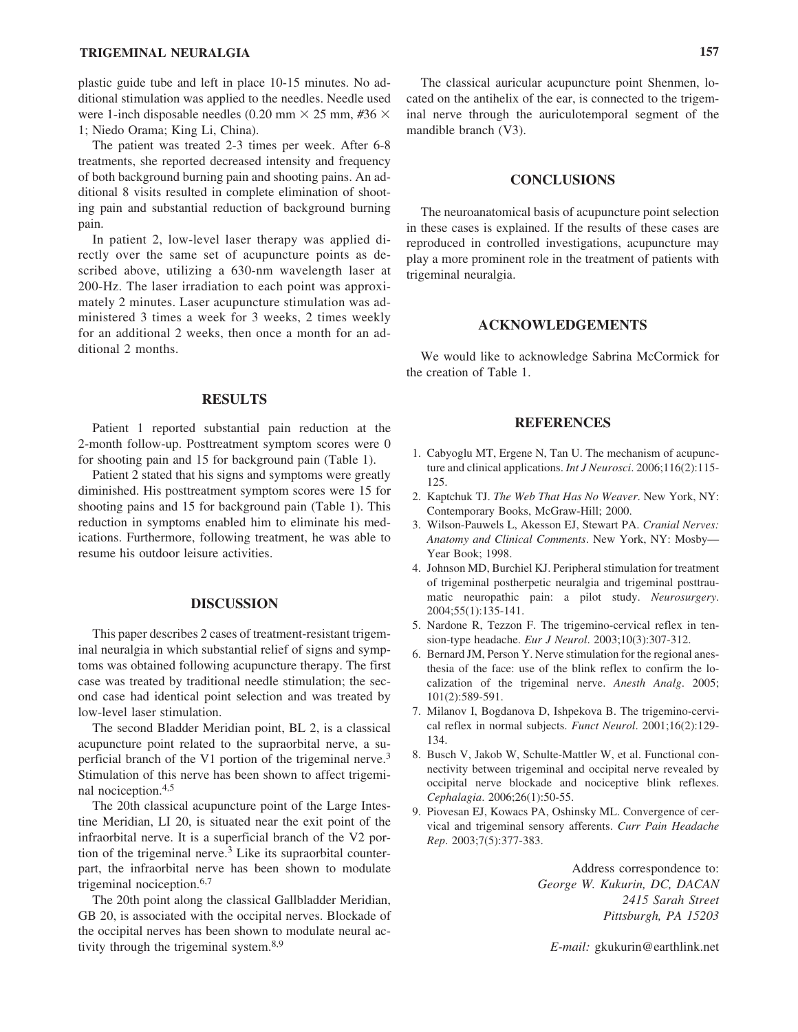plastic guide tube and left in place 10-15 minutes. No additional stimulation was applied to the needles. Needle used were 1-inch disposable needles (0.20 mm × 25 mm, #36 × 1; Niedo Orama; King Li, China).

The patient was treated 2-3 times per week. After 6-8 treatments, she reported decreased intensity and frequency of both background burning pain and shooting pains. An additional 8 visits resulted in complete elimination of shooting pain and substantial reduction of background burning pain.

In patient 2, low-level laser therapy was applied directly over the same set of acupuncture points as described above, utilizing a 630-nm wavelength laser at 200-Hz. The laser irradiation to each point was approximately 2 minutes. Laser acupuncture stimulation was administered 3 times a week for 3 weeks, 2 times weekly for an additional 2 weeks, then once a month for an additional 2 months.

## RESULTS

Patient 1 reported substantial pain reduction at the 2-month follow-up. Posttreatment symptom scores were 0 for shooting pain and 15 for background pain (Table 1).

Patient 2 stated that his signs and symptoms were greatly diminished. His posttreatment symptom scores were 15 for shooting pains and 15 for background pain (Table 1). This reduction in symptoms enabled him to eliminate his medications. Furthermore, following treatment, he was able to resume his outdoor leisure activities.

## DISCUSSION

This paper describes 2 cases of treatment-resistant trigeminal neuralgia in which substantial relief of signs and symptoms was obtained following acupuncture therapy. The first case was treated by traditional needle stimulation; the second case had identical point selection and was treated by low-level laser stimulation.

The second Bladder Meridian point, BL 2, is a classical acupuncture point related to the supraorbital nerve, a superficial branch of the V1 portion of the trigeminal nerve.[3] Stimulation of this nerve has been shown to affect trigeminal nociception.[4,5]

The 20th classical acupuncture point of the Large Intestine Meridian, LI 20, is situated near the exit point of the infraorbital nerve. It is a superficial branch of the V2 portion of the trigeminal nerve.[3] Like its supraorbital counterpart, the infraorbital nerve has been shown to modulate trigeminal nociception.[6,7]

The 20th point along the classical Gallbladder Meridian, GB 20, is associated with the occipital nerves. Blockade of the occipital nerves has been shown to modulate neural activity through the trigeminal system.[8,9]

The classical auricular acupuncture point Shenmen, located on the antihelix of the ear, is connected to the trigeminal nerve through the auriculotemporal segment of the mandible branch (V3).

## CONCLUSIONS

The neuroanatomical basis of acupuncture point selection in these cases is explained. If the results of these cases are reproduced in controlled investigations, acupuncture may play a more prominent role in the treatment of patients with trigeminal neuralgia.

## ACKNOWLEDGEMENTS

We would like to acknowledge Sabrina McCormick for the creation of Table 1.

## REFERENCES

1. Cabyoglu MT, Ergene N, Tan U. The mechanism of acupuncture and clinical applications. *Int J Neurosci*. 2006;116(2):115-125.
2. Kaptchuk TJ. *The Web That Has No Weaver*. New York, NY: Contemporary Books, McGraw-Hill; 2000.
3. Wilson-Pauwels L, Akesson EJ, Stewart PA. *Cranial Nerves: Anatomy and Clinical Comments*. New York, NY: Mosby—Year Book; 1998.
4. Johnson MD, Burchiel KJ. Peripheral stimulation for treatment of trigeminal postherpetic neuralgia and trigeminal posttraumatic neuropathic pain: a pilot study. *Neurosurgery*. 2004;55(1):135-141.
5. Nardone R, Tezzon F. The trigemino-cervical reflex in tension-type headache. *Eur J Neurol*. 2003;10(3):307-312.
6. Bernard JM, Person Y. Nerve stimulation for the regional anesthesia of the face: use of the blink reflex to confirm the localization of the trigeminal nerve. *Anesth Analg*. 2005; 101(2):589-591.
7. Milanov I, Bogdanova D, Ishpekova B. The trigemino-cervical reflex in normal subjects. *Funct Neurol*. 2001;16(2):129-134.
8. Busch V, Jakob W, Schulte-Mattler W, et al. Functional connectivity between trigeminal and occipital nerve revealed by occipital nerve blockade and nociceptive blink reflexes. *Cephalagia*. 2006;26(1):50-55.
9. Piovesan EJ, Kowacs PA, Oshinsky ML. Convergence of cervical and trigeminal sensory afferents. *Curr Pain Headache Rep*. 2003;7(5):377-383.

Address correspondence to:
*George W. Kukurin, DC, DACAN*
*2415 Sarah Street*
*Pittsburgh, PA 15203*

*E-mail:* gkukurin@earthlink.net